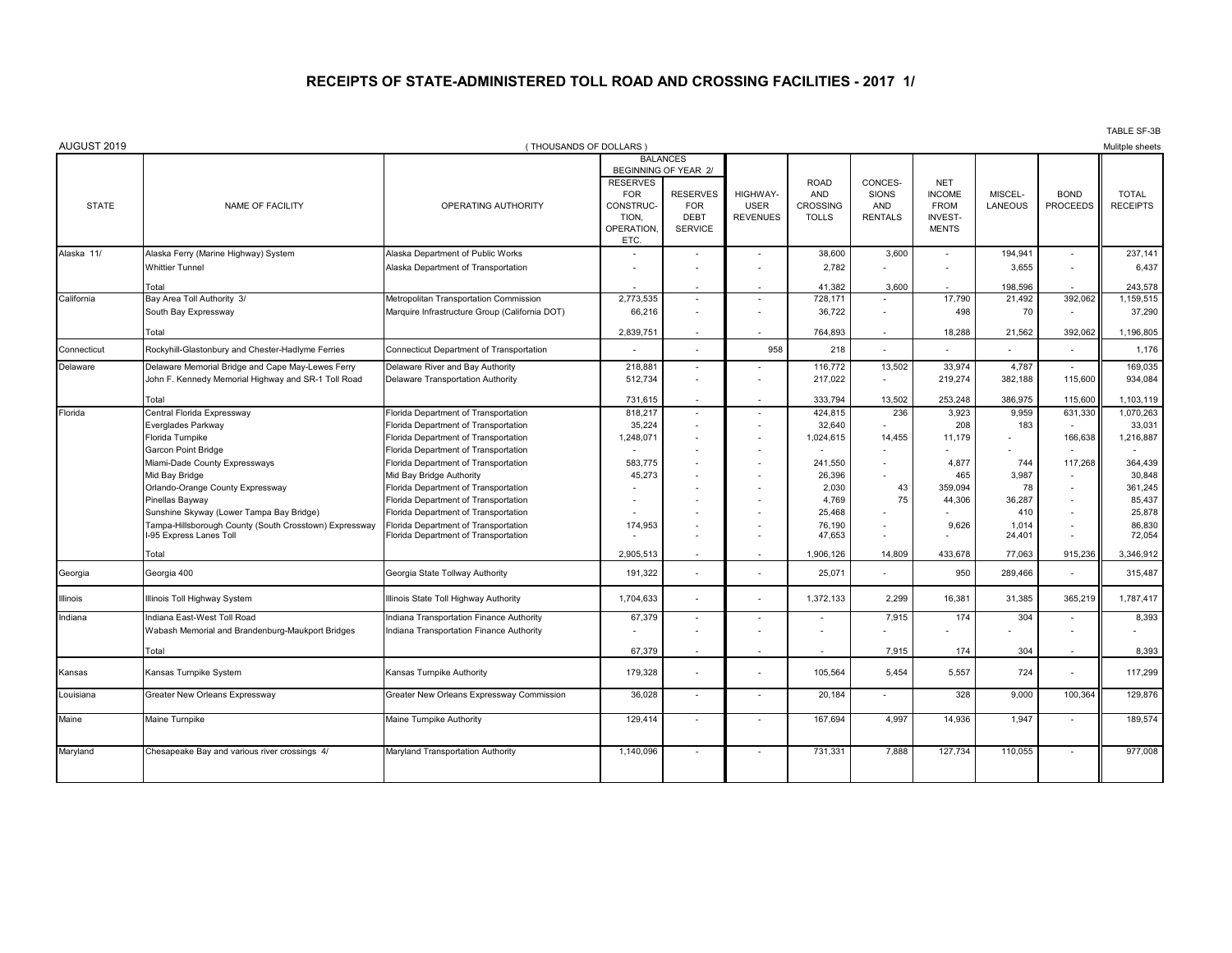# RECEIPTS OF STATE-ADMINISTERED TOLL ROAD AND CROSSING FACILITIES - 2017 1/

TABLE SF-3B

AUGUST 2019 ( THOUSANDS OF DOLLARS ) Mulitple sheets

| STATE | NAME OF FACILITY | OPERATING AUTHORITY | BALANCES BEGINNING OF YEAR 2/ | | HIGHWAY-USER REVENUES | ROAD AND CROSSING TOLLS | CONCES-SIONS AND RENTALS | NET INCOME FROM INVEST-MENTS | MISCEL-LANEOUS | BOND PROCEEDS | TOTAL RECEIPTS |
|---|---|---|---|---|---|---|---|---|---|---|---|
| | | | RESERVES FOR CONSTRUC-TION, OPERATION, ETC. | RESERVES FOR DEBT SERVICE | | | | | | | |
| Alaska 11/ | Alaska Ferry (Marine Highway) System | Alaska Department of Public Works | - | - | - | 38,600 | 3,600 | - | 194,941 | - | 237,141 |
| | Whittier Tunnel | Alaska Department of Transportation | - | - | - | 2,782 | - | - | 3,655 | - | 6,437 |
| | Total | | - | - | - | 41,382 | 3,600 | - | 198,596 | - | 243,578 |
| California | Bay Area Toll Authority 3/ | Metropolitan Transportation Commission | 2,773,535 | - | - | 728,171 | - | 17,790 | 21,492 | 392,062 | 1,159,515 |
| | South Bay Expressway | Marquire Infrastructure Group (California DOT) | 66,216 | - | - | 36,722 | - | 498 | 70 | - | 37,290 |
| | Total | | 2,839,751 | - | - | 764,893 | - | 18,288 | 21,562 | 392,062 | 1,196,805 |
| Connecticut | Rockyhill-Glastonbury and Chester-Hadlyme Ferries | Connecticut Department of Transportation | - | - | 958 | 218 | - | - | - | - | 1,176 |
| Delaware | Delaware Memorial Bridge and Cape May-Lewes Ferry | Delaware River and Bay Authority | 218,881 | - | - | 116,772 | 13,502 | 33,974 | 4,787 | - | 169,035 |
| | John F. Kennedy Memorial Highway and SR-1 Toll Road | Delaware Transportation Authority | 512,734 | - | - | 217,022 | - | 219,274 | 382,188 | 115,600 | 934,084 |
| | Total | | 731,615 | - | - | 333,794 | 13,502 | 253,248 | 386,975 | 115,600 | 1,103,119 |
| Florida | Central Florida Expressway | Florida Department of Transportation | 818,217 | - | - | 424,815 | 236 | 3,923 | 9,959 | 631,330 | 1,070,263 |
| | Everglades Parkway | Florida Department of Transportation | 35,224 | - | - | 32,640 | - | 208 | 183 | - | 33,031 |
| | Florida Turnpike | Florida Department of Transportation | 1,248,071 | - | - | 1,024,615 | 14,455 | 11,179 | - | 166,638 | 1,216,887 |
| | Garcon Point Bridge | Florida Department of Transportation | - | - | - | - | - | - | - | - | - |
| | Miami-Dade County Expressways | Florida Department of Transportation | 583,775 | - | - | 241,550 | - | 4,877 | 744 | 117,268 | 364,439 |
| | Mid Bay Bridge | Mid Bay Bridge Authority | 45,273 | - | - | 26,396 | - | 465 | 3,987 | - | 30,848 |
| | Orlando-Orange County Expressway | Florida Department of Transportation | - | - | - | 2,030 | 43 | 359,094 | 78 | - | 361,245 |
| | Pinellas Bayway | Florida Department of Transportation | - | - | - | 4,769 | 75 | 44,306 | 36,287 | - | 85,437 |
| | Sunshine Skyway (Lower Tampa Bay Bridge) | Florida Department of Transportation | - | - | - | 25,468 | - | - | 410 | - | 25,878 |
| | Tampa-Hillsborough County (South Crosstown) Expressway | Florida Department of Transportation | 174,953 | - | - | 76,190 | - | 9,626 | 1,014 | - | 86,830 |
| | I-95 Express Lanes Toll | Florida Department of Transportation | - | - | - | 47,653 | - | - | 24,401 | - | 72,054 |
| | Total | | 2,905,513 | - | - | 1,906,126 | 14,809 | 433,678 | 77,063 | 915,236 | 3,346,912 |
| Georgia | Georgia 400 | Georgia State Tollway Authority | 191,322 | - | - | 25,071 | - | 950 | 289,466 | - | 315,487 |
| Illinois | Illinois Toll Highway System | Illinois State Toll Highway Authority | 1,704,633 | - | - | 1,372,133 | 2,299 | 16,381 | 31,385 | 365,219 | 1,787,417 |
| Indiana | Indiana East-West Toll Road | Indiana Transportation Finance Authority | 67,379 | - | - | - | 7,915 | 174 | 304 | - | 8,393 |
| | Wabash Memorial and Brandenburg-Maukport Bridges | Indiana Transportation Finance Authority | - | - | - | - | - | - | - | - | - |
| | Total | | 67,379 | - | - | - | 7,915 | 174 | 304 | - | 8,393 |
| Kansas | Kansas Turnpike System | Kansas Turnpike Authority | 179,328 | - | - | 105,564 | 5,454 | 5,557 | 724 | - | 117,299 |
| Louisiana | Greater New Orleans Expressway | Greater New Orleans Expressway Commission | 36,028 | - | - | 20,184 | - | 328 | 9,000 | 100,364 | 129,876 |
| Maine | Maine Turnpike | Maine Turnpike Authority | 129,414 | - | - | 167,694 | 4,997 | 14,936 | 1,947 | - | 189,574 |
| Maryland | Chesapeake Bay and various river crossings 4/ | Maryland Transportation Authority | 1,140,096 | - | - | 731,331 | 7,888 | 127,734 | 110,055 | - | 977,008 |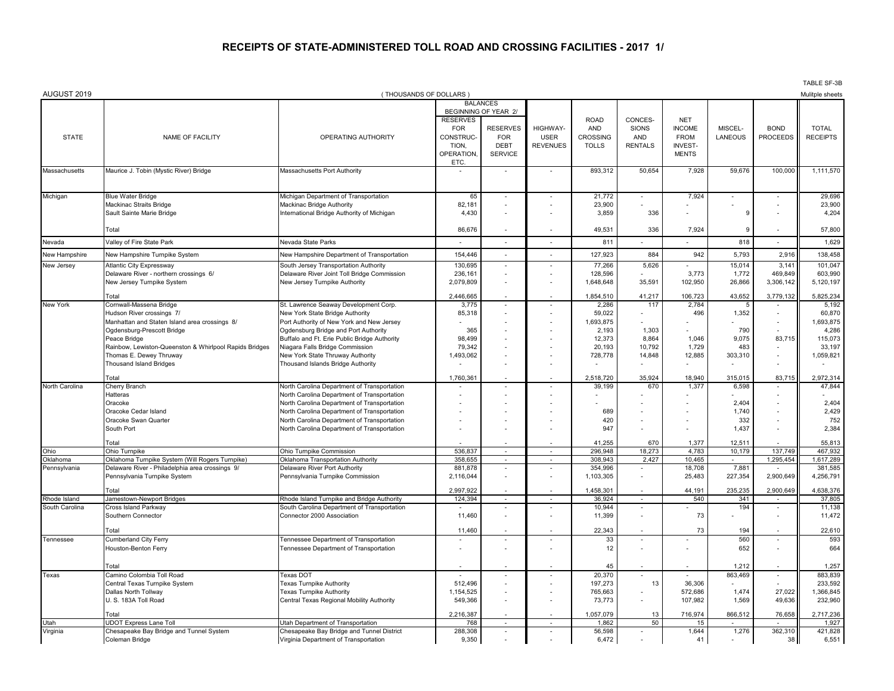# RECEIPTS OF STATE-ADMINISTERED TOLL ROAD AND CROSSING FACILITIES - 2017 1/

TABLE SF-3B

AUGUST 2019 — ( THOUSANDS OF DOLLARS ) — Mulitple sheets

| STATE | NAME OF FACILITY | OPERATING AUTHORITY | BALANCES BEGINNING OF YEAR 2/ | | HIGHWAY-USER REVENUES | ROAD AND CROSSING TOLLS | CONCES-SIONS AND RENTALS | NET INCOME FROM INVEST-MENTS | MISCEL-LANEOUS | BOND PROCEEDS | TOTAL RECEIPTS |
|---|---|---|---|---|---|---|---|---|---|---|---|
| | | | RESERVES FOR CONSTRUC-TION, OPERATION, ETC. | RESERVES FOR DEBT SERVICE | | | | | | | |
| Massachusetts | Maurice J. Tobin (Mystic River) Bridge | Massachusetts Port Authority | - | - | - | 893,312 | 50,654 | 7,928 | 59,676 | 100,000 | 1,111,570 |
| Michigan | Blue Water Bridge | Michigan Department of Transportation | 65 | - | - | 21,772 | - | 7,924 | - | - | 29,696 |
| | Mackinac Straits Bridge | Mackinac Bridge Authority | 82,181 | - | - | 23,900 | - | - | - | - | 23,900 |
| | Sault Sainte Marie Bridge | International Bridge Authority of Michigan | 4,430 | - | - | 3,859 | 336 | - | 9 | - | 4,204 |
| | Total | | 86,676 | - | - | 49,531 | 336 | 7,924 | 9 | - | 57,800 |
| Nevada | Valley of Fire State Park | Nevada State Parks | - | - | - | 811 | - | - | 818 | - | 1,629 |
| New Hampshire | New Hampshire Turnpike System | New Hampshire Department of Transportation | 154,446 | - | - | 127,923 | 884 | 942 | 5,793 | 2,916 | 138,458 |
| New Jersey | Atlantic City Expressway | South Jersey Transportation Authority | 130,695 | - | - | 77,266 | 5,626 | - | 15,014 | 3,141 | 101,047 |
| | Delaware River - northern crossings 6/ | Delaware River Joint Toll Bridge Commission | 236,161 | - | - | 128,596 | - | 3,773 | 1,772 | 469,849 | 603,990 |
| | New Jersey Turnpike System | New Jersey Turnpike Authority | 2,079,809 | - | - | 1,648,648 | 35,591 | 102,950 | 26,866 | 3,306,142 | 5,120,197 |
| | Total | | 2,446,665 | - | - | 1,854,510 | 41,217 | 106,723 | 43,652 | 3,779,132 | 5,825,234 |
| New York | Cornwall-Massena Bridge | St. Lawrence Seaway Development Corp. | 3,775 | - | - | 2,286 | 117 | 2,784 | 5 | - | 5,192 |
| | Hudson River crossings 7/ | New York State Bridge Authority | 85,318 | - | - | 59,022 | - | 496 | 1,352 | - | 60,870 |
| | Manhattan and Staten Island area crossings 8/ | Port Authority of New York and New Jersey | - | - | - | 1,693,875 | - | - | - | - | 1,693,875 |
| | Ogdensburg-Prescott Bridge | Ogdensburg Bridge and Port Authority | 365 | - | - | 2,193 | 1,303 | - | 790 | - | 4,286 |
| | Peace Bridge | Buffalo and Ft. Erie Public Bridge Authority | 98,499 | - | - | 12,373 | 8,864 | 1,046 | 9,075 | 83,715 | 115,073 |
| | Rainbow, Lewiston-Queenston & Whirlpool Rapids Bridges | Niagara Falls Bridge Commission | 79,342 | - | - | 20,193 | 10,792 | 1,729 | 483 | - | 33,197 |
| | Thomas E. Dewey Thruway | New York State Thruway Authority | 1,493,062 | - | - | 728,778 | 14,848 | 12,885 | 303,310 | - | 1,059,821 |
| | Thousand Island Bridges | Thousand Islands Bridge Authority | - | - | - | - | - | - | - | - | - |
| | Total | | 1,760,361 | - | - | 2,518,720 | 35,924 | 18,940 | 315,015 | 83,715 | 2,972,314 |
| North Carolina | Cherry Branch | North Carolina Department of Transportation | - | - | - | 39,199 | 670 | 1,377 | 6,598 | - | 47,844 |
| | Hatteras | North Carolina Department of Transportation | - | - | - | - | - | - | - | - | - |
| | Oracoke | North Carolina Department of Transportation | - | - | - | - | - | - | 2,404 | - | 2,404 |
| | Oracoke Cedar Island | North Carolina Department of Transportation | - | - | - | 689 | - | - | 1,740 | - | 2,429 |
| | Oracoke Swan Quarter | North Carolina Department of Transportation | - | - | - | 420 | - | - | 332 | - | 752 |
| | South Port | North Carolina Department of Transportation | - | - | - | 947 | - | - | 1,437 | - | 2,384 |
| | Total | | - | - | - | 41,255 | 670 | 1,377 | 12,511 | - | 55,813 |
| Ohio | Ohio Turnpike | Ohio Turnpike Commission | 536,837 | - | - | 296,948 | 18,273 | 4,783 | 10,179 | 137,749 | 467,932 |
| Oklahoma | Oklahoma Turnpike System (Will Rogers Turnpike) | Oklahoma Transportation Authority | 358,655 | - | - | 308,943 | 2,427 | 10,465 | - | 1,295,454 | 1,617,289 |
| Pennsylvania | Delaware River - Philadelphia area crossings 9/ | Delaware River Port Authority | 881,878 | - | - | 354,996 | - | 18,708 | 7,881 | - | 381,585 |
| | Pennsylvania Turnpike System | Pennsylvania Turnpike Commission | 2,116,044 | - | - | 1,103,305 | - | 25,483 | 227,354 | 2,900,649 | 4,256,791 |
| | Total | | 2,997,922 | - | - | 1,458,301 | - | 44,191 | 235,235 | 2,900,649 | 4,638,376 |
| Rhode Island | Jamestown-Newport Bridges | Rhode Island Turnpike and Bridge Authority | 124,394 | - | - | 36,924 | - | 540 | 341 | - | 37,805 |
| South Carolina | Cross Island Parkway | South Carolina Department of Transportation | - | - | - | 10,944 | - | - | 194 | - | 11,138 |
| | Southern Connector | Connector 2000 Association | 11,460 | - | - | 11,399 | - | 73 | - | - | 11,472 |
| | Total | | 11,460 | - | - | 22,343 | - | 73 | 194 | - | 22,610 |
| Tennessee | Cumberland City Ferry | Tennessee Department of Transportation | - | - | - | 33 | - | - | 560 | - | 593 |
| | Houston-Benton Ferry | Tennessee Department of Transportation | - | - | - | 12 | - | - | 652 | - | 664 |
| | Total | | - | - | - | 45 | - | - | 1,212 | - | 1,257 |
| Texas | Camino Colombia Toll Road | Texas DOT | - | - | - | 20,370 | - | - | 863,469 | - | 883,839 |
| | Central Texas Turnpike System | Texas Turnpike Authority | 512,496 | - | - | 197,273 | 13 | 36,306 | - | - | 233,592 |
| | Dallas North Tollway | Texas Turnpike Authority | 1,154,525 | - | - | 765,663 | - | 572,686 | 1,474 | 27,022 | 1,366,845 |
| | U. S. 183A Toll Road | Central Texas Regional Mobility Authority | 549,366 | - | - | 73,773 | - | 107,982 | 1,569 | 49,636 | 232,960 |
| | Total | | 2,216,387 | - | - | 1,057,079 | 13 | 716,974 | 866,512 | 76,658 | 2,717,236 |
| Utah | UDOT Express Lane Toll | Utah Department of Transportation | 768 | - | - | 1,862 | 50 | 15 | - | - | 1,927 |
| Virginia | Chesapeake Bay Bridge and Tunnel System | Chesapeake Bay Bridge and Tunnel District | 288,308 | - | - | 56,598 | - | 1,644 | 1,276 | 362,310 | 421,828 |
| | Coleman Bridge | Virginia Department of Transportation | 9,350 | - | - | 6,472 | - | 41 | - | 38 | 6,551 |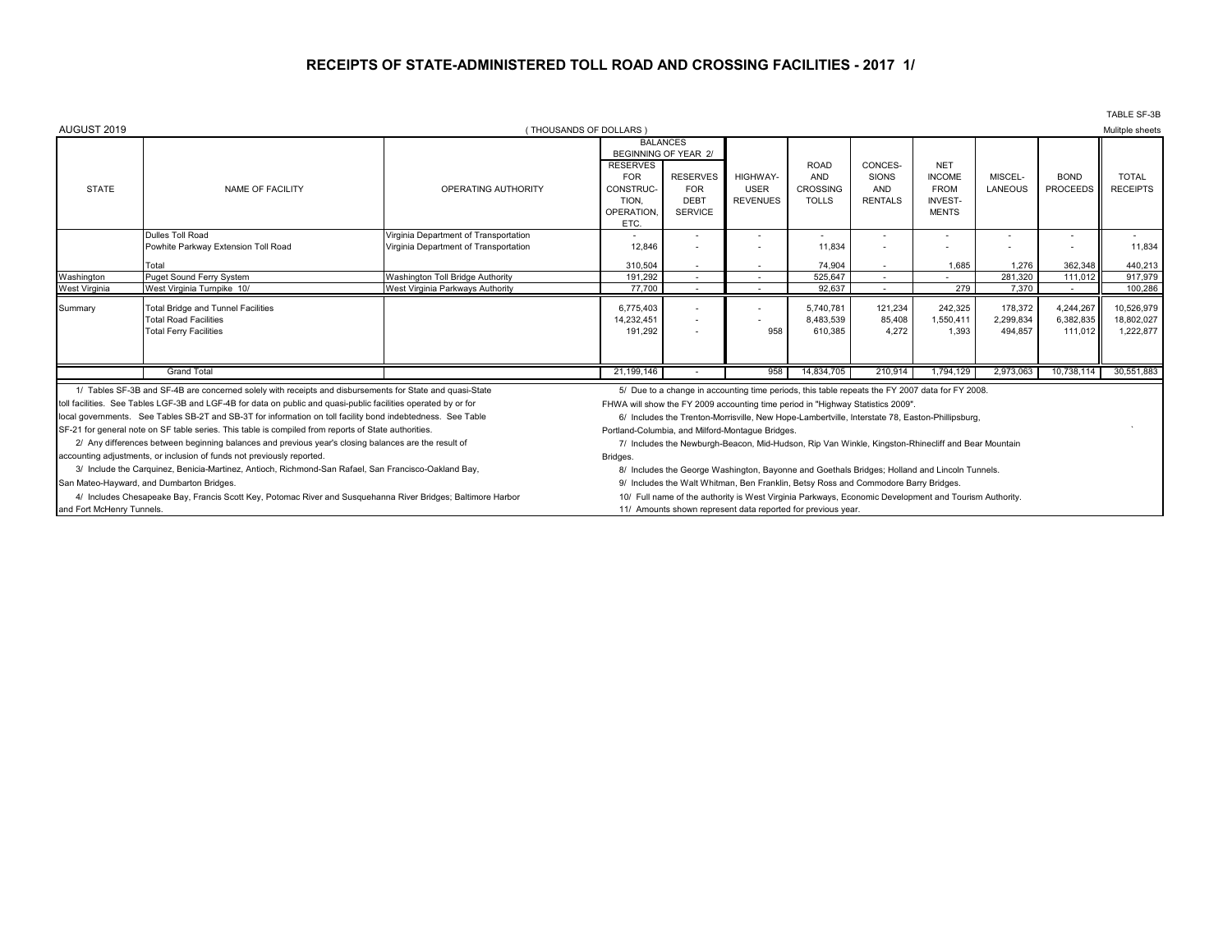# RECEIPTS OF STATE-ADMINISTERED TOLL ROAD AND CROSSING FACILITIES - 2017 1/

TABLE SF-3B

AUGUST 2019 — ( THOUSANDS OF DOLLARS ) — Mulitple sheets

| STATE | NAME OF FACILITY | OPERATING AUTHORITY | BALANCES BEGINNING OF YEAR 2/ RESERVES FOR CONSTRUCTION, OPERATION, ETC. | RESERVES FOR DEBT SERVICE | HIGHWAY-USER REVENUES | ROAD AND CROSSING TOLLS | CONCESSIONS AND RENTALS | NET INCOME FROM INVESTMENTS | MISCELLANEOUS | BOND PROCEEDS | TOTAL RECEIPTS |
|---|---|---|---|---|---|---|---|---|---|---|---|
| | Dulles Toll Road | Virginia Department of Transportation | - | - | - | - | - | - | - | - | - |
| | Powhite Parkway Extension Toll Road | Virginia Department of Transportation | 12,846 | - | - | 11,834 | - | - | - | - | 11,834 |
| | Total | | 310,504 | - | - | 74,904 | - | 1,685 | 1,276 | 362,348 | 440,213 |
| Washington | Puget Sound Ferry System | Washington Toll Bridge Authority | 191,292 | - | - | 525,647 | - | - | 281,320 | 111,012 | 917,979 |
| West Virginia | West Virginia Turnpike 10/ | West Virginia Parkways Authority | 77,700 | - | - | 92,637 | - | 279 | 7,370 | - | 100,286 |
| Summary | Total Bridge and Tunnel Facilities | | 6,775,403 | - | - | 5,740,781 | 121,234 | 242,325 | 178,372 | 4,244,267 | 10,526,979 |
| | Total Road Facilities | | 14,232,451 | - | - | 8,483,539 | 85,408 | 1,550,411 | 2,299,834 | 6,382,835 | 18,802,027 |
| | Total Ferry Facilities | | 191,292 | - | 958 | 610,385 | 4,272 | 1,393 | 494,857 | 111,012 | 1,222,877 |
| | Grand Total | | 21,199,146 | - | 958 | 14,834,705 | 210,914 | 1,794,129 | 2,973,063 | 10,738,114 | 30,551,883 |

1/ Tables SF-3B and SF-4B are concerned solely with receipts and disbursements for State and quasi-State toll facilities. See Tables LGF-3B and LGF-4B for data on public and quasi-public facilities operated by or for local governments. See Tables SB-2T and SB-3T for information on toll facility bond indebtedness. See Table SF-21 for general note on SF table series. This table is compiled from reports of State authorities.

2/ Any differences between beginning balances and previous year's closing balances are the result of accounting adjustments, or inclusion of funds not previously reported.

3/ Include the Carquinez, Benicia-Martinez, Antioch, Richmond-San Rafael, San Francisco-Oakland Bay, San Mateo-Hayward, and Dumbarton Bridges.

4/ Includes Chesapeake Bay, Francis Scott Key, Potomac River and Susquehanna River Bridges; Baltimore Harbor and Fort McHenry Tunnels.

5/ Due to a change in accounting time periods, this table repeats the FY 2007 data for FY 2008. FHWA will show the FY 2009 accounting time period in "Highway Statistics 2009".

6/ Includes the Trenton-Morrisville, New Hope-Lambertville, Interstate 78, Easton-Phillipsburg, Portland-Columbia, and Milford-Montague Bridges.

7/ Includes the Newburgh-Beacon, Mid-Hudson, Rip Van Winkle, Kingston-Rhinecliff and Bear Mountain Bridges.

8/ Includes the George Washington, Bayonne and Goethals Bridges; Holland and Lincoln Tunnels.

9/ Includes the Walt Whitman, Ben Franklin, Betsy Ross and Commodore Barry Bridges.

10/ Full name of the authority is West Virginia Parkways, Economic Development and Tourism Authority.

11/ Amounts shown represent data reported for previous year.